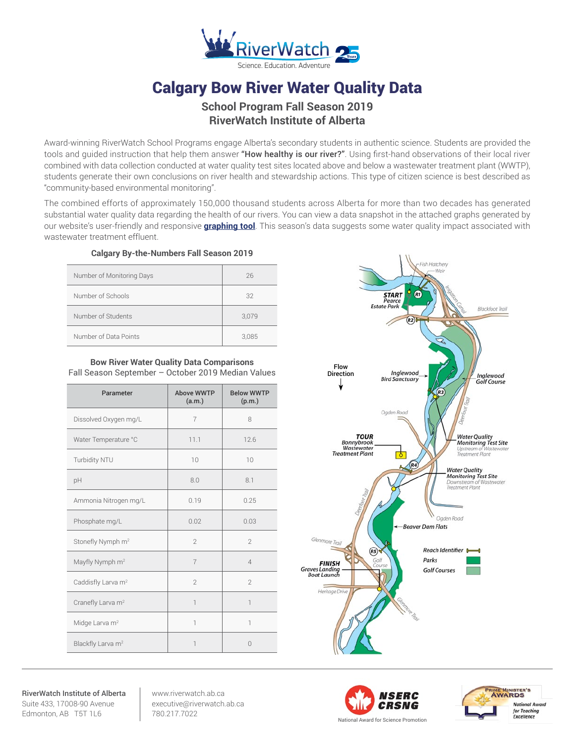# Calgary Bow River Water Quality Data

## School Program Fall Season 2019
## RiverWatch Institute of Alberta

Award-winning RiverWatch School Programs engage Alberta's secondary students in authentic science. Students are provided the tools and guided instruction that help them answer **"How healthy is our river?"**. Using first-hand observations of their local river combined with data collection conducted at water quality test sites located above and below a wastewater treatment plant (WWTP), students generate their own conclusions on river health and stewardship actions. This type of citizen science is best described as "community-based environmental monitoring".

The combined efforts of approximately 150,000 thousand students across Alberta for more than two decades has generated substantial water quality data regarding the health of our rivers. You can view a data snapshot in the attached graphs generated by our website's user-friendly and responsive **graphing tool**. This season's data suggests some water quality impact associated with wastewater treatment effluent.

### Calgary By-the-Numbers Fall Season 2019

| | |
|---|---|
| Number of Monitoring Days | 26 |
| Number of Schools | 32 |
| Number of Students | 3,079 |
| Number of Data Points | 3,085 |

### Bow River Water Quality Data Comparisons

Fall Season September – October 2019 Median Values

| Parameter | Above WWTP (a.m.) | Below WWTP (p.m.) |
|---|---|---|
| Dissolved Oxygen mg/L | 7 | 8 |
| Water Temperature °C | 11.1 | 12.6 |
| Turbidity NTU | 10 | 10 |
| pH | 8.0 | 8.1 |
| Ammonia Nitrogen mg/L | 0.19 | 0.25 |
| Phosphate mg/L | 0.02 | 0.03 |
| Stonefly Nymph $m^2$ | 2 | 2 |
| Mayfly Nymph $m^2$ | 7 | 4 |
| Caddisfly Larva $m^2$ | 2 | 2 |
| Cranefly Larva $m^2$ | 1 | 1 |
| Midge Larva $m^2$ | 1 | 1 |
| Blackfly Larva $m^2$ | 1 | 0 |

Fish Hatchery, Weir, START Pearce Estate Park, R1, R2, Irrigation Canal, Blackfoot Trail, Flow Direction, Inglewood Bird Sanctuary, Inglewood Golf Course, R3, Ogden Road, Deerfoot Trail, TOUR Bonnybrook Wastewater Treatment Plant, Water Quality Monitoring Test Site Upstream of Wastewater Treatment Plant, R4, Water Quality Monitoring Test Site Downstream of Wastewater Treatment Plant, Deerfoot Trail, Ogden Road, Beaver Dam Flats, Glenmore Trail, R5, Golf Course, FINISH Graves Landing Boat Launch, Heritage Drive, Glenmore Trail

Reach Identifier — Parks — Golf Courses

RiverWatch Institute of Alberta
Suite 433, 17008-90 Avenue
Edmonton, AB T5T 1L6

www.riverwatch.ab.ca
executive@riverwatch.ab.ca
780.217.7022

NSERC CRSNG — National Award for Science Promotion

Prime Minister's Awards — National Award for Teaching Excellence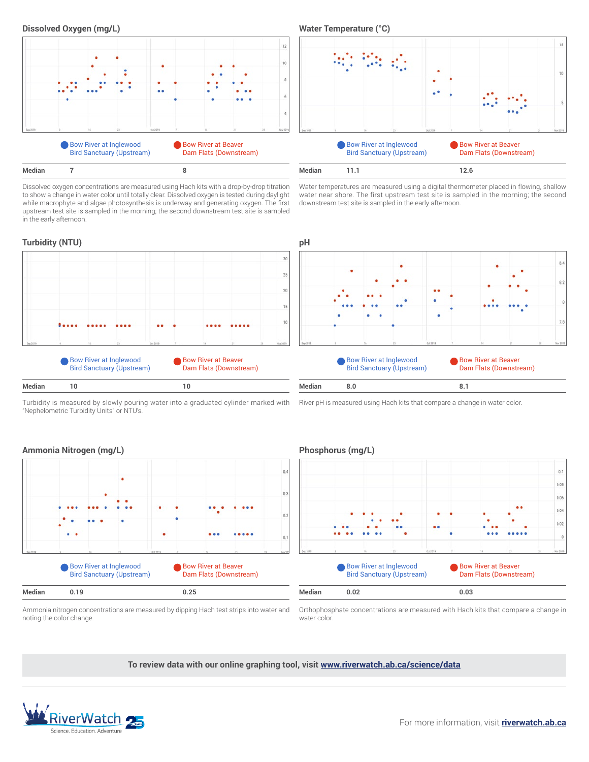## Dissolved Oxygen (mg/L)

Bow River at Inglewood Bird Sanctuary (Upstream) | Bow River at Beaver Dam Flats (Downstream)

| Median | 7 | 8 |
| --- | --- | --- |

Dissolved oxygen concentrations are measured using Hach kits with a drop-by-drop titration to show a change in water color until totally clear. Dissolved oxygen is tested during daylight while macrophyte and algae photosynthesis is underway and generating oxygen. The first upstream test site is sampled in the morning; the second downstream test site is sampled in the early afternoon.

## Water Temperature (°C)

Bow River at Inglewood Bird Sanctuary (Upstream) | Bow River at Beaver Dam Flats (Downstream)

| Median | 11.1 | 12.6 |
| --- | --- | --- |

Water temperatures are measured using a digital thermometer placed in flowing, shallow water near shore. The first upstream test site is sampled in the morning; the second downstream test site is sampled in the early afternoon.

## Turbidity (NTU)

Bow River at Inglewood Bird Sanctuary (Upstream) | Bow River at Beaver Dam Flats (Downstream)

| Median | 10 | 10 |
| --- | --- | --- |

Turbidity is measured by slowly pouring water into a graduated cylinder marked with "Nephelometric Turbidity Units" or NTU's.

## pH

Bow River at Inglewood Bird Sanctuary (Upstream) | Bow River at Beaver Dam Flats (Downstream)

| Median | 8.0 | 8.1 |
| --- | --- | --- |

River pH is measured using Hach kits that compare a change in water color.

## Ammonia Nitrogen (mg/L)

Bow River at Inglewood Bird Sanctuary (Upstream) | Bow River at Beaver Dam Flats (Downstream)

| Median | 0.19 | 0.25 |
| --- | --- | --- |

Ammonia nitrogen concentrations are measured by dipping Hach test strips into water and noting the color change.

## Phosphorus (mg/L)

Bow River at Inglewood Bird Sanctuary (Upstream) | Bow River at Beaver Dam Flats (Downstream)

| Median | 0.02 | 0.03 |
| --- | --- | --- |

Orthophosphate concentrations are measured with Hach kits that compare a change in water color.

**To review data with our online graphing tool, visit www.riverwatch.ab.ca/science/data**

RiverWatch Science. Education. Adventure

For more information, visit **riverwatch.ab.ca**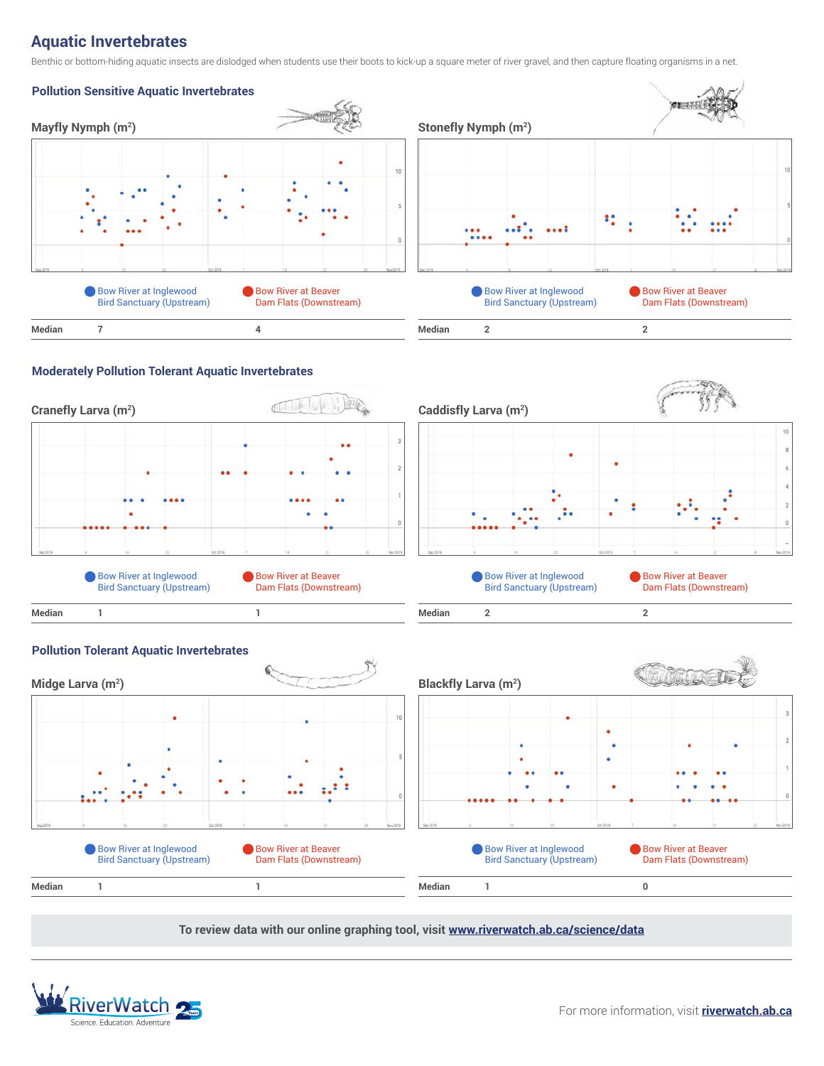# Aquatic Invertebrates

Benthic or bottom-hiding aquatic insects are dislodged when students use their boots to kick-up a square meter of river gravel, and then capture floating organisms in a net.

## Pollution Sensitive Aquatic Invertebrates

### Mayfly Nymph ($m^2$)

10
5
0
Sep 2019
9
16
23
Oct 2019
7
14
21
28
Nov 2019

Bow River at Inglewood Bird Sanctuary (Upstream)
Bow River at Beaver Dam Flats (Downstream)

| | | |
|---|---|---|
| Median | 7 | 4 |

### Stonefly Nymph ($m^2$)

10
5
0
Sep 2019
9
16
23
Oct 2019
7
14
21
28
Nov 2019

Bow River at Inglewood Bird Sanctuary (Upstream)
Bow River at Beaver Dam Flats (Downstream)

| | | |
|---|---|---|
| Median | 2 | 2 |

## Moderately Pollution Tolerant Aquatic Invertebrates

### Cranefly Larva ($m^2$)

3
2
1
0
Sep 2019
9
16
23
Oct 2019
7
14
21
28
Nov 2019

Bow River at Inglewood Bird Sanctuary (Upstream)
Bow River at Beaver Dam Flats (Downstream)

| | | |
|---|---|---|
| Median | 1 | 1 |

### Caddisfly Larva ($m^2$)

10
8
6
4
2
0
Sep 2019
9
16
23
Oct 2019
7
14
21
28
Nov 2019

Bow River at Inglewood Bird Sanctuary (Upstream)
Bow River at Beaver Dam Flats (Downstream)

| | | |
|---|---|---|
| Median | 2 | 2 |

## Pollution Tolerant Aquatic Invertebrates

### Midge Larva ($m^2$)

10
5
0
Sep 2019
9
16
23
Oct 2019
7
14
21
28
Nov 2019

Bow River at Inglewood Bird Sanctuary (Upstream)
Bow River at Beaver Dam Flats (Downstream)

| | | |
|---|---|---|
| Median | 1 | 1 |

### Blackfly Larva ($m^2$)

3
2
1
0
Sep 2019
9
16
23
Oct 2019
7
14
21
28
Nov 2019

Bow River at Inglewood Bird Sanctuary (Upstream)
Bow River at Beaver Dam Flats (Downstream)

| | | |
|---|---|---|
| Median | 1 | 0 |

**To review data with our online graphing tool, visit [www.riverwatch.ab.ca/science/data](www.riverwatch.ab.ca/science/data)**

RiverWatch 25 Years
Science. Education. Adventure

For more information, visit **riverwatch.ab.ca**